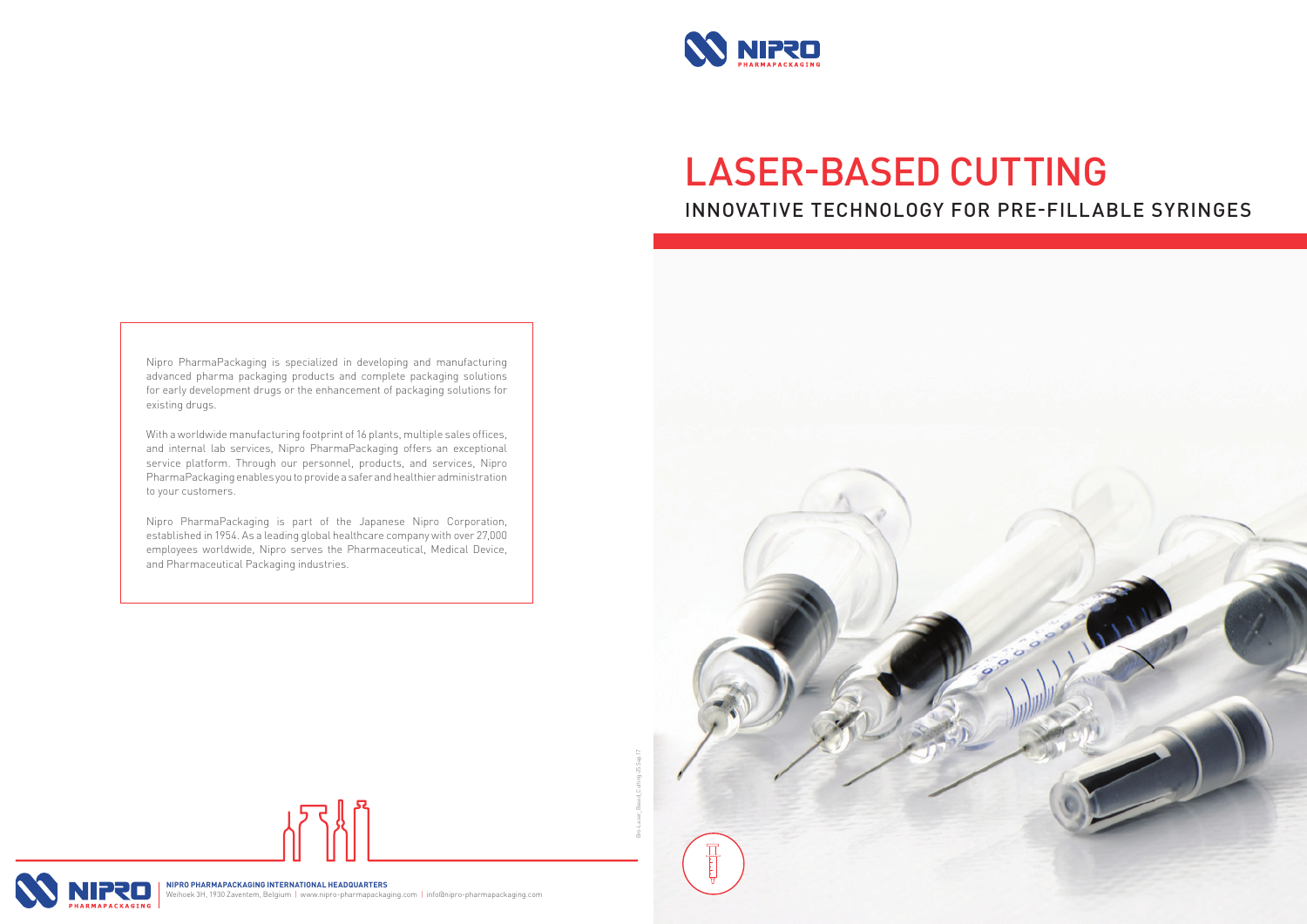# LASER-BASED CUTTING

## INNOVATIVE TECHNOLOGY FOR PRE-FILLABLE SYRINGES

Nipro PharmaPackaging is specialized in developing and manufacturing advanced pharma packaging products and complete packaging solutions for early development drugs or the enhancement of packaging solutions for existing drugs.

With a worldwide manufacturing footprint of 16 plants, multiple sales offices, and internal lab services, Nipro PharmaPackaging offers an exceptional service platform. Through our personnel, products, and services, Nipro PharmaPackaging enables you to provide a safer and healthier administration to your customers.

Nipro PharmaPackaging is part of the Japanese Nipro Corporation, established in 1954. As a leading global healthcare company with over 27,000 employees worldwide, Nipro serves the Pharmaceutical, Medical Device, and Pharmaceutical Packaging industries.

**NIPRO PHARMAPACKAGING INTERNATIONAL HEADQUARTERS**
Weihoek 3H, 1930 Zaventem, Belgium | www.nipro-pharmapackaging.com | info@nipro-pharmapackaging.com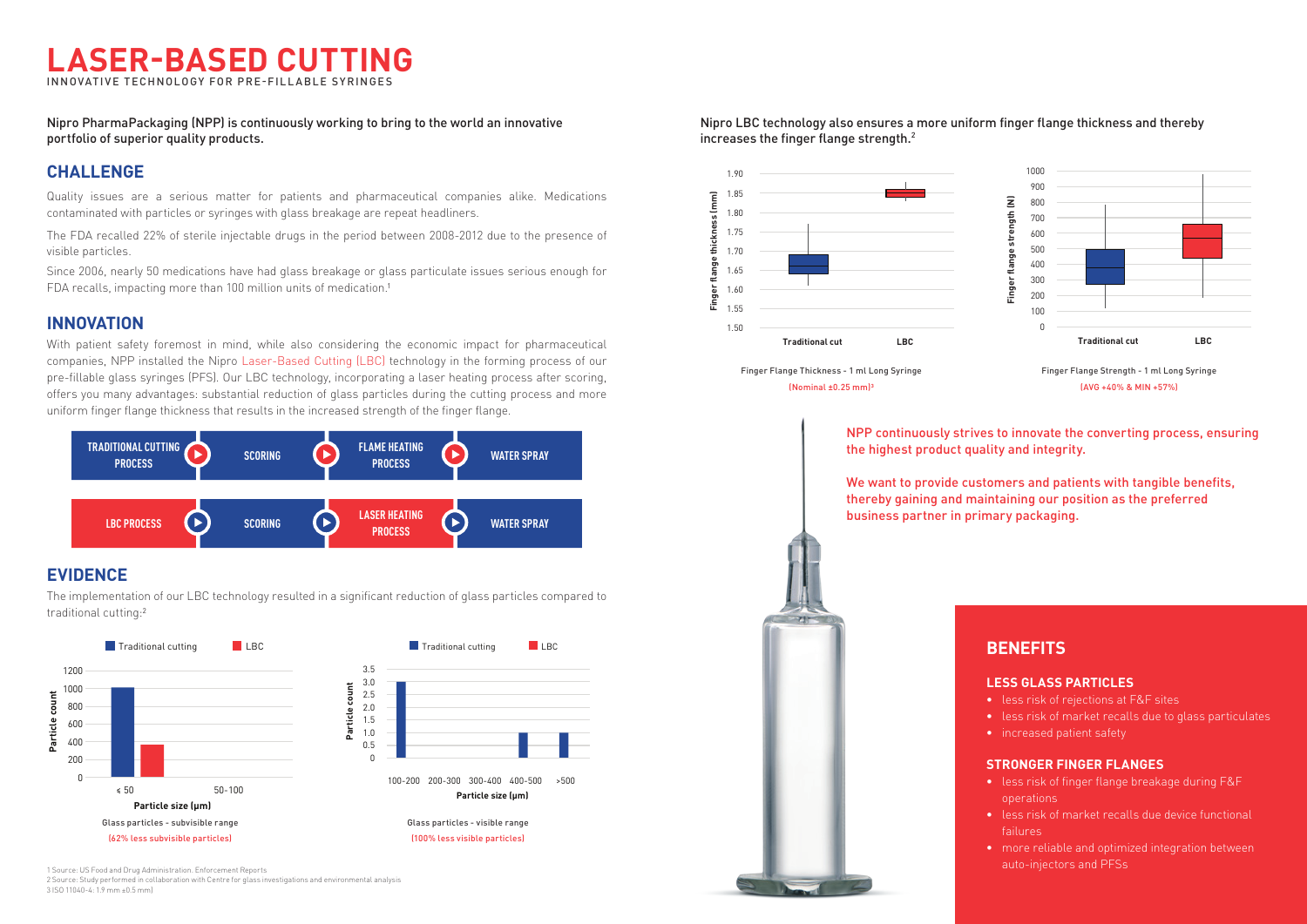# LASER-BASED CUTTING

INNOVATIVE TECHNOLOGY FOR PRE-FILLABLE SYRINGES

Nipro PharmaPackaging (NPP) is continuously working to bring to the world an innovative portfolio of superior quality products.

## CHALLENGE

Quality issues are a serious matter for patients and pharmaceutical companies alike. Medications contaminated with particles or syringes with glass breakage are repeat headliners.

The FDA recalled 22% of sterile injectable drugs in the period between 2008-2012 due to the presence of visible particles.

Since 2006, nearly 50 medications have had glass breakage or glass particulate issues serious enough for FDA recalls, impacting more than 100 million units of medication.[1]

## INNOVATION

With patient safety foremost in mind, while also considering the economic impact for pharmaceutical companies, NPP installed the Nipro Laser-Based Cutting (LBC) technology in the forming process of our pre-fillable glass syringes (PFS). Our LBC technology, incorporating a laser heating process after scoring, offers you many advantages: substantial reduction of glass particles during the cutting process and more uniform finger flange thickness that results in the increased strength of the finger flange.

TRADITIONAL CUTTING PROCESS ▶ SCORING ▶ FLAME HEATING PROCESS ▶ WATER SPRAY

LBC PROCESS ▶ SCORING ▶ LASER HEATING PROCESS ▶ WATER SPRAY

## EVIDENCE

The implementation of our LBC technology resulted in a significant reduction of glass particles compared to traditional cutting:[2]

Traditional cutting LBC

Particle count

1200, 1000, 800, 600, 400, 200, 0

≤ 50, 50-100

Particle size (µm)

Glass particles - subvisible range

(62% less subvisible particles)

Traditional cutting LBC

Particle count

3.5, 3.0, 2.5, 2.0, 1.5, 1.0, 0.5, 0

100-200, 200-300, 300-400, 400-500, >500

Particle size (µm)

Glass particles - visible range

(100% less visible particles)

Nipro LBC technology also ensures a more uniform finger flange thickness and thereby increases the finger flange strength.[2]

Finger flange thickness (mm)

1.90, 1.85, 1.80, 1.75, 1.70, 1.65, 1.60, 1.55, 1.50

Traditional cut, LBC

Finger Flange Thickness - 1 ml Long Syringe

(Nominal ±0.25 mm)[3]

Finger flange strength (N)

1000, 900, 800, 700, 600, 500, 400, 300, 200, 100, 0

Traditional cut, LBC

Finger Flange Strength - 1 ml Long Syringe

(AVG +40% & MIN +57%)

NPP continuously strives to innovate the converting process, ensuring the highest product quality and integrity.

We want to provide customers and patients with tangible benefits, thereby gaining and maintaining our position as the preferred business partner in primary packaging.

## BENEFITS

### LESS GLASS PARTICLES

- less risk of rejections at F&F sites
- less risk of market recalls due to glass particulates
- increased patient safety

### STRONGER FINGER FLANGES

- less risk of finger flange breakage during F&F operations
- less risk of market recalls due device functional failures
- more reliable and optimized integration between auto-injectors and PFSs

1 Source: US Food and Drug Administration. Enforcement Reports

2 Source: Study performed in collaboration with Centre for glass investigations and environmental analysis

3 ISO 11040-4: 1.9 mm ±0.5 mm)